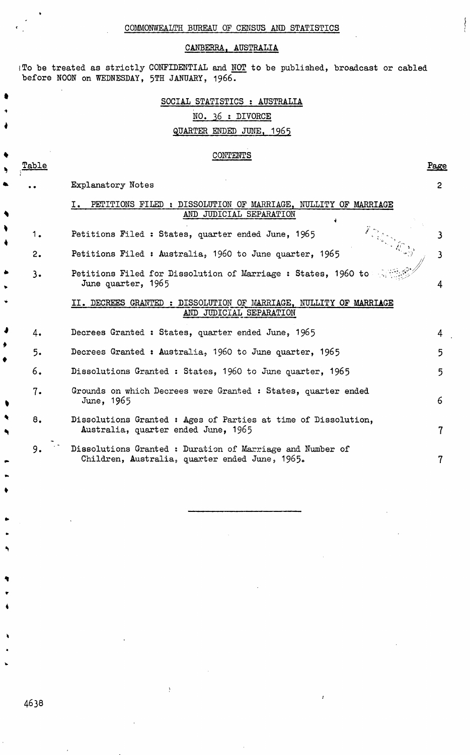COMMONWEALTH BUREAU OF CENSUS AND STATISTICS

CANBERRA, AUSTRALIA

To be treated as strictly CONFIDENTIAL and NOT to be published, broadcast or cabled before NOON on WEDNESDAY, 5TH JANUARY, 1966.

# SOCIAL STATISTICS : AUSTRALIA

## NO. 36 : DIVORCE

## QUARTER ENDED JUNE, 1965

### CONTENTS

| Table | | Page |
|---|---|---|
| .. | Explanatory Notes | 2 |
| | **I. PETITIONS FILED : DISSOLUTION OF MARRIAGE, NULLITY OF MARRIAGE AND JUDICIAL SEPARATION** | |
| 1. | Petitions Filed : States, quarter ended June, 1965 | 3 |
| 2. | Petitions Filed : Australia, 1960 to June quarter, 1965 | 3 |
| 3. | Petitions Filed for Dissolution of Marriage : States, 1960 to June quarter, 1965 | 4 |
| | **II. DECREES GRANTED : DISSOLUTION OF MARRIAGE, NULLITY OF MARRIAGE AND JUDICIAL SEPARATION** | |
| 4. | Decrees Granted : States, quarter ended June, 1965 | 4 |
| 5. | Decrees Granted : Australia, 1960 to June quarter, 1965 | 5 |
| 6. | Dissolutions Granted : States, 1960 to June quarter, 1965 | 5 |
| 7. | Grounds on which Decrees were Granted : States, quarter ended June, 1965 | 6 |
| 8. | Dissolutions Granted : Ages of Parties at time of Dissolution, Australia, quarter ended June, 1965 | 7 |
| 9. | Dissolutions Granted : Duration of Marriage and Number of Children, Australia, quarter ended June, 1965. | 7 |

4638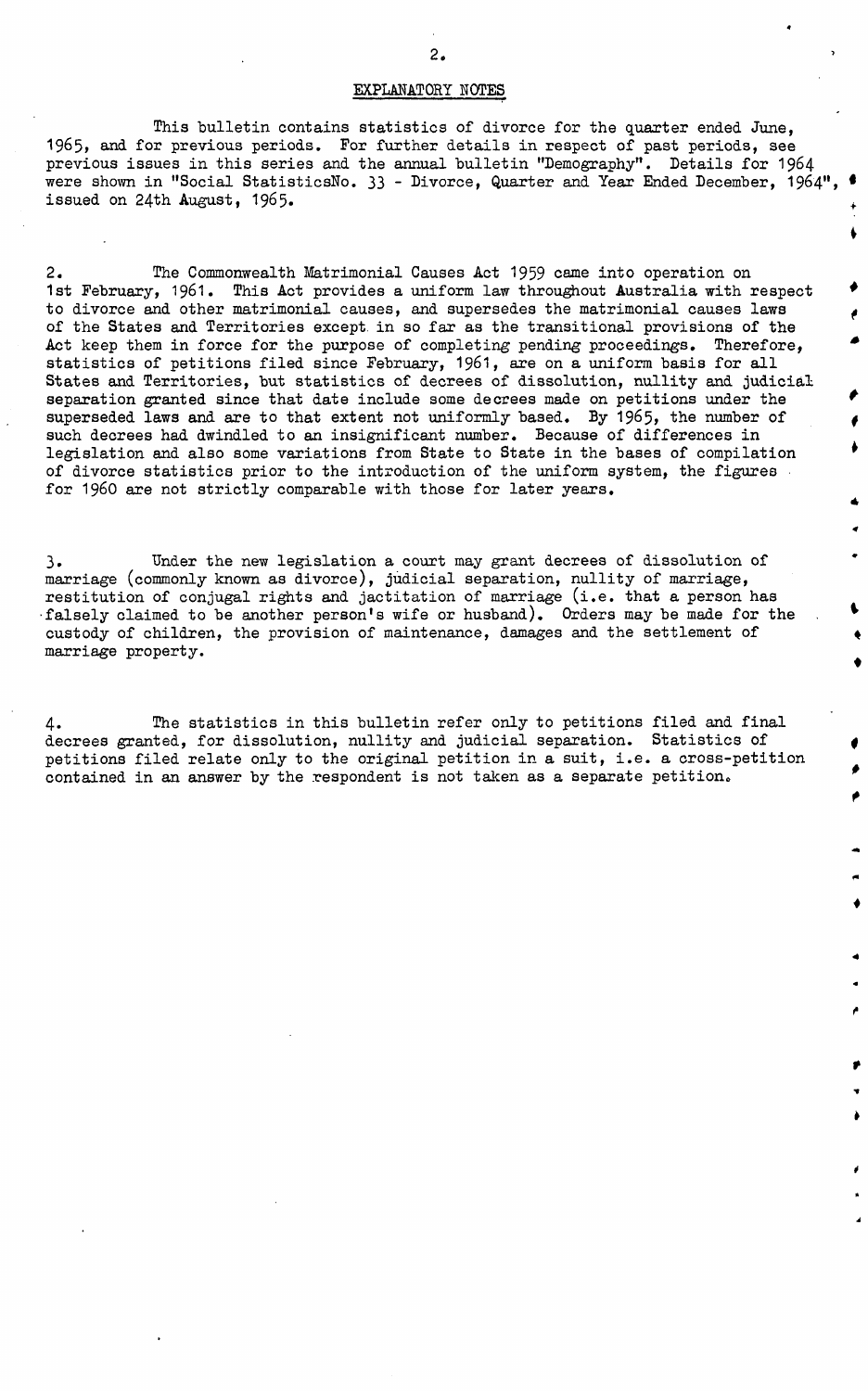## EXPLANATORY NOTES

This bulletin contains statistics of divorce for the quarter ended June, 1965, and for previous periods. For further details in respect of past periods, see previous issues in this series and the annual bulletin "Demography". Details for 1964 were shown in "Social StatisticsNo. 33 - Divorce, Quarter and Year Ended December, 1964", issued on 24th August, 1965.

2. The Commonwealth Matrimonial Causes Act 1959 came into operation on 1st February, 1961. This Act provides a uniform law throughout Australia with respect to divorce and other matrimonial causes, and supersedes the matrimonial causes laws of the States and Territories except in so far as the transitional provisions of the Act keep them in force for the purpose of completing pending proceedings. Therefore, statistics of petitions filed since February, 1961, are on a uniform basis for all States and Territories, but statistics of decrees of dissolution, nullity and judicial separation granted since that date include some decrees made on petitions under the superseded laws and are to that extent not uniformly based. By 1965, the number of such decrees had dwindled to an insignificant number. Because of differences in legislation and also some variations from State to State in the bases of compilation of divorce statistics prior to the introduction of the uniform system, the figures for 1960 are not strictly comparable with those for later years.

3. Under the new legislation a court may grant decrees of dissolution of marriage (commonly known as divorce), judicial separation, nullity of marriage, restitution of conjugal rights and jactitation of marriage (i.e. that a person has falsely claimed to be another person's wife or husband). Orders may be made for the custody of children, the provision of maintenance, damages and the settlement of marriage property.

4. The statistics in this bulletin refer only to petitions filed and final decrees granted, for dissolution, nullity and judicial separation. Statistics of petitions filed relate only to the original petition in a suit, i.e. a cross-petition contained in an answer by the respondent is not taken as a separate petition.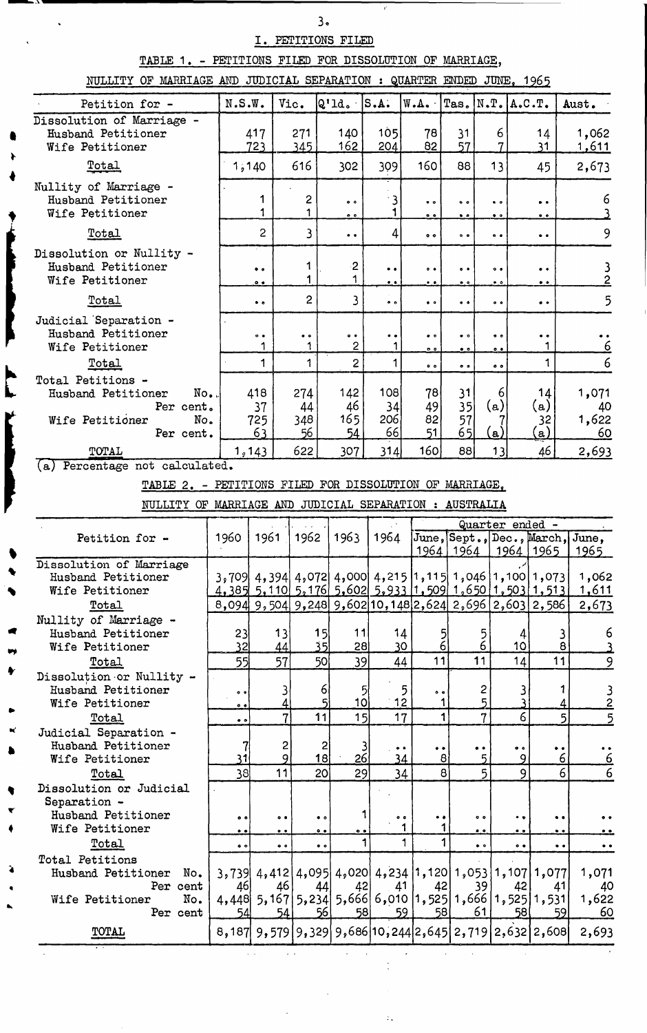## I. PETITIONS FILED

TABLE 1. - PETITIONS FILED FOR DISSOLUTION OF MARRIAGE, NULLITY OF MARRIAGE AND JUDICIAL SEPARATION : QUARTER ENDED JUNE, 1965

| Petition for - | N.S.W. | Vic. | Q'ld. | S.A. | W.A. | Tas. | N.T. | A.C.T. | Aust. |
|---|---|---|---|---|---|---|---|---|---|
| Dissolution of Marriage - | | | | | | | | | |
| Husband Petitioner | 417 | 271 | 140 | 105 | 78 | 31 | 6 | 14 | 1,062 |
| Wife Petitioner | 723 | 345 | 162 | 204 | 82 | 57 | 7 | 31 | 1,611 |
| Total | 1,140 | 616 | 302 | 309 | 160 | 88 | 13 | 45 | 2,673 |
| Nullity of Marriage - | | | | | | | | | |
| Husband Petitioner | 1 | 2 | .. | 3 | .. | .. | .. | .. | 6 |
| Wife Petitioner | 1 | 1 | .. | 1 | .. | .. | .. | .. | 3 |
| Total | 2 | 3 | .. | 4 | .. | .. | .. | .. | 9 |
| Dissolution or Nullity - | | | | | | | | | |
| Husband Petitioner | .. | 1 | 2 | .. | .. | .. | .. | .. | 3 |
| Wife Petitioner | .. | 1 | 1 | .. | .. | .. | .. | .. | 2 |
| Total | .. | 2 | 3 | .. | .. | .. | .. | .. | 5 |
| Judicial Separation - | | | | | | | | | |
| Husband Petitioner | .. | .. | .. | .. | .. | .. | .. | .. | .. |
| Wife Petitioner | 1 | 1 | 2 | 1 | .. | .. | .. | 1 | 6 |
| Total | 1 | 1 | 2 | 1 | .. | .. | .. | 1 | 6 |
| Total Petitions - | | | | | | | | | |
| Husband Petitioner No. | 418 | 274 | 142 | 108 | 78 | 31 | 6 | 14 | 1,071 |
| Per cent. | 37 | 44 | 46 | 34 | 49 | 35 | (a) | (a) | 40 |
| Wife Petitioner No. | 725 | 348 | 165 | 206 | 82 | 57 | 7 | 32 | 1,622 |
| Per cent. | 63 | 56 | 54 | 66 | 51 | 65 | (a) | (a) | 60 |
| TOTAL | 1,143 | 622 | 307 | 314 | 160 | 88 | 13 | 46 | 2,693 |

(a) Percentage not calculated.

TABLE 2. - PETITIONS FILED FOR DISSOLUTION OF MARRIAGE, NULLITY OF MARRIAGE AND JUDICIAL SEPARATION : AUSTRALIA

| Petition for - | 1960 | 1961 | 1962 | 1963 | 1964 | Quarter ended - June, 1964 | Sept., 1964 | Dec., 1964 | March, 1965 | June, 1965 |
|---|---|---|---|---|---|---|---|---|---|---|
| Dissolution of Marriage | | | | | | | | | | |
| Husband Petitioner | 3,709 | 4,394 | 4,072 | 4,000 | 4,215 | 1,115 | 1,046 | 1,100 | 1,073 | 1,062 |
| Wife Petitioner | 4,385 | 5,110 | 5,176 | 5,602 | 5,933 | 1,509 | 1,650 | 1,503 | 1,513 | 1,611 |
| Total | 8,094 | 9,504 | 9,248 | 9,602 | 10,148 | 2,624 | 2,696 | 2,603 | 2,586 | 2,673 |
| Nullity of Marriage - | | | | | | | | | | |
| Husband Petitioner | 23 | 13 | 15 | 11 | 14 | 5 | 5 | 4 | 3 | 6 |
| Wife Petitioner | 32 | 44 | 35 | 28 | 30 | 6 | 6 | 10 | 8 | 3 |
| Total | 55 | 57 | 50 | 39 | 44 | 11 | 11 | 14 | 11 | 9 |
| Dissolution or Nullity - | | | | | | | | | | |
| Husband Petitioner | .. | 3 | 6 | 5 | 5 | .. | 2 | 3 | 1 | 3 |
| Wife Petitioner | .. | 4 | 5 | 10 | 12 | 1 | 5 | 3 | 4 | 2 |
| Total | .. | 7 | 11 | 15 | 17 | 1 | 7 | 6 | 5 | 5 |
| Judicial Separation - | | | | | | | | | | |
| Husband Petitioner | 7 | 2 | 2 | 3 | .. | .. | .. | .. | .. | .. |
| Wife Petitioner | 31 | 9 | 18 | 26 | 34 | 8 | 5 | 9 | 6 | 6 |
| Total | 38 | 11 | 20 | 29 | 34 | 8 | 5 | 9 | 6 | 6 |
| Dissolution or Judicial Separation - | | | | | | | | | | |
| Husband Petitioner | .. | .. | .. | 1 | .. | .. | .. | .. | .. | .. |
| Wife Petitioner | .. | .. | .. | .. | 1 | 1 | .. | .. | .. | .. |
| Total | .. | .. | .. | 1 | 1 | 1 | .. | .. | .. | .. |
| Total Petitions | | | | | | | | | | |
| Husband Petitioner No. | 3,739 | 4,412 | 4,095 | 4,020 | 4,234 | 1,120 | 1,053 | 1,107 | 1,077 | 1,071 |
| Per cent | 46 | 46 | 44 | 42 | 41 | 42 | 39 | 42 | 41 | 40 |
| Wife Petitioner No. | 4,448 | 5,167 | 5,234 | 5,666 | 6,010 | 1,525 | 1,666 | 1,525 | 1,531 | 1,622 |
| Per cent | 54 | 54 | 56 | 58 | 59 | 58 | 61 | 58 | 59 | 60 |
| TOTAL | 8,187 | 9,579 | 9,329 | 9,686 | 10,244 | 2,645 | 2,719 | 2,632 | 2,608 | 2,693 |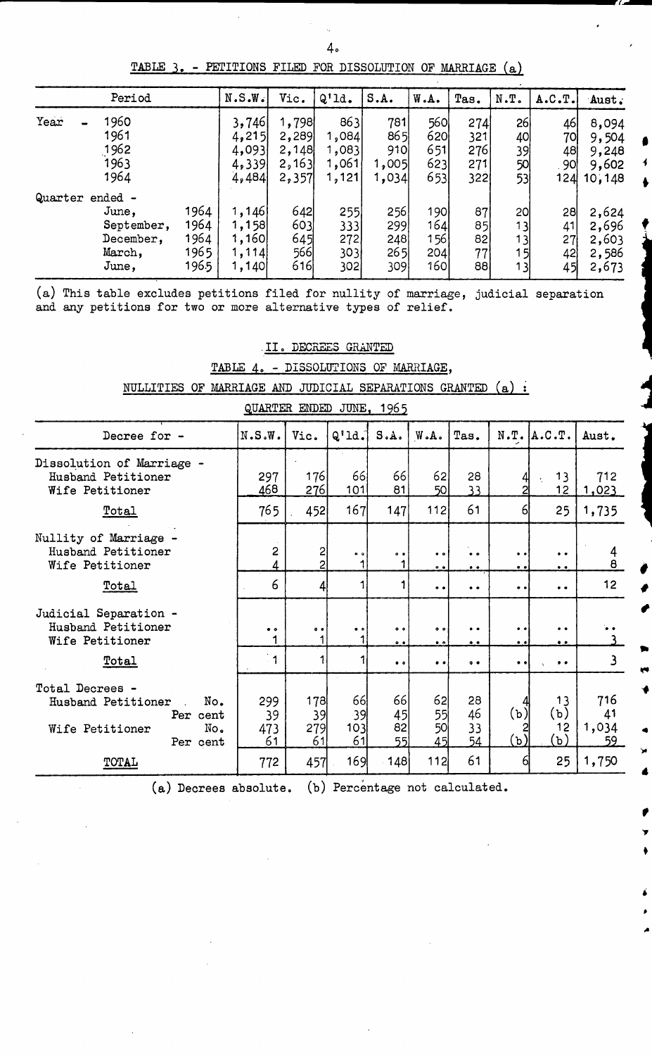TABLE 3. - PETITIONS FILED FOR DISSOLUTION OF MARRIAGE (a)

| Period | | N.S.W. | Vic. | Q'ld. | S.A. | W.A. | Tas. | N.T. | A.C.T. | Aust. |
|---|---|---|---|---|---|---|---|---|---|---|
| Year - 1960 | | 3,746 | 1,798 | 863 | 781 | 560 | 274 | 26 | 46 | 8,094 |
| 1961 | | 4,215 | 2,289 | 1,084 | 865 | 620 | 321 | 40 | 70 | 9,504 |
| 1962 | | 4,093 | 2,148 | 1,083 | 910 | 651 | 276 | 39 | 48 | 9,248 |
| 1963 | | 4,339 | 2,163 | 1,061 | 1,005 | 623 | 271 | 50 | 90 | 9,602 |
| 1964 | | 4,484 | 2,357 | 1,121 | 1,034 | 653 | 322 | 53 | 124 | 10,148 |
| Quarter ended - | | | | | | | | | | |
| June, | 1964 | 1,146 | 642 | 255 | 256 | 190 | 87 | 20 | 28 | 2,624 |
| September, | 1964 | 1,158 | 603 | 333 | 299 | 164 | 85 | 13 | 41 | 2,696 |
| December, | 1964 | 1,160 | 645 | 272 | 248 | 156 | 82 | 13 | 27 | 2,603 |
| March, | 1965 | 1,114 | 566 | 303 | 265 | 204 | 77 | 15 | 42 | 2,586 |
| June, | 1965 | 1,140 | 616 | 302 | 309 | 160 | 88 | 13 | 45 | 2,673 |

(a) This table excludes petitions filed for nullity of marriage, judicial separation and any petitions for two or more alternative types of relief.

II. DECREES GRANTED

TABLE 4. - DISSOLUTIONS OF MARRIAGE, NULLITIES OF MARRIAGE AND JUDICIAL SEPARATIONS GRANTED (a) : QUARTER ENDED JUNE, 1965

| Decree for - | | N.S.W. | Vic. | Q'ld. | S.A. | W.A. | Tas. | N.T. | A.C.T. | Aust. |
|---|---|---|---|---|---|---|---|---|---|---|
| Dissolution of Marriage - | | | | | | | | | | |
| Husband Petitioner | | 297 | 176 | 66 | 66 | 62 | 28 | 4 | 13 | 712 |
| Wife Petitioner | | 468 | 276 | 101 | 81 | 50 | 33 | 2 | 12 | 1,023 |
| Total | | 765 | 452 | 167 | 147 | 112 | 61 | 6 | 25 | 1,735 |
| Nullity of Marriage - | | | | | | | | | | |
| Husband Petitioner | | 2 | 2 | .. | .. | .. | .. | .. | .. | 4 |
| Wife Petitioner | | 4 | 2 | 1 | 1 | .. | .. | .. | .. | 8 |
| Total | | 6 | 4 | 1 | 1 | .. | .. | .. | .. | 12 |
| Judicial Separation - | | | | | | | | | | |
| Husband Petitioner | | .. | .. | .. | .. | .. | .. | .. | .. | .. |
| Wife Petitioner | | 1 | 1 | 1 | .. | .. | .. | .. | .. | 3 |
| Total | | 1 | 1 | 1 | .. | .. | .. | .. | .. | 3 |
| Total Decrees - | | | | | | | | | | |
| Husband Petitioner | No. | 299 | 178 | 66 | 66 | 62 | 28 | 4 | 13 | 716 |
| | Per cent | 39 | 39 | 39 | 45 | 55 | 46 | (b) | (b) | 41 |
| Wife Petitioner | No. | 473 | 279 | 103 | 82 | 50 | 33 | 2 | 12 | 1,034 |
| | Per cent | 61 | 61 | 61 | 55 | 45 | 54 | (b) | (b) | 59 |
| TOTAL | | 772 | 457 | 169 | 148 | 112 | 61 | 6 | 25 | 1,750 |

(a) Decrees absolute. (b) Percentage not calculated.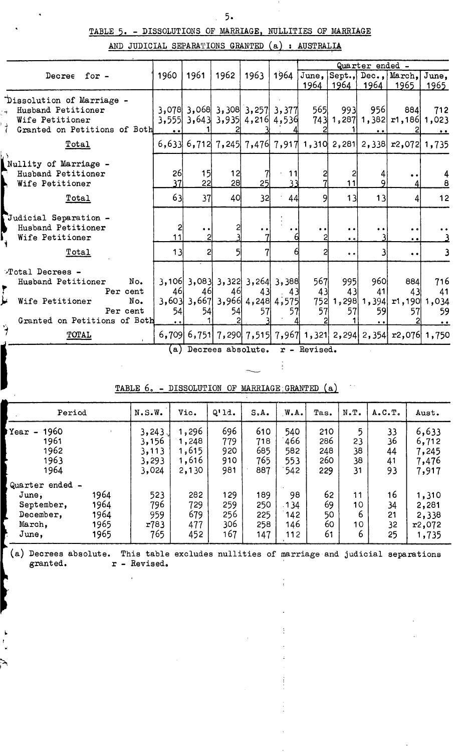TABLE 5. - DISSOLUTIONS OF MARRIAGE, NULLITIES OF MARRIAGE AND JUDICIAL SEPARATIONS GRANTED (a) : AUSTRALIA

| Decree for - | 1960 | 1961 | 1962 | 1963 | 1964 | Quarter ended - June, 1964 | Sept., 1964 | Dec., 1964 | March, 1965 | June, 1965 |
|---|---|---|---|---|---|---|---|---|---|---|
| **Dissolution of Marriage -** | | | | | | | | | | |
| Husband Petitioner | 3,078 | 3,068 | 3,308 | 3,257 | 3,377 | 565 | 993 | 956 | 884 | 712 |
| Wife Petitioner | 3,555 | 3,643 | 3,935 | 4,216 | 4,536 | 743 | 1,287 | 1,382 | r1,186 | 1,023 |
| Granted on Petitions of Both | .. | 1 | 2 | 3 | 4 | 2 | 1 | .. | 2 | .. |
| Total | 6,633 | 6,712 | 7,245 | 7,476 | 7,917 | 1,310 | 2,281 | 2,338 | r2,072 | 1,735 |
| **Nullity of Marriage -** | | | | | | | | | | |
| Husband Petitioner | 26 | 15 | 12 | 7 | 11 | 2 | 2 | 4 | .. | 4 |
| Wife Petitioner | 37 | 22 | 28 | 25 | 33 | 7 | 11 | 9 | 4 | 8 |
| Total | 63 | 37 | 40 | 32 | 44 | 9 | 13 | 13 | 4 | 12 |
| **Judicial Separation -** | | | | | | | | | | |
| Husband Petitioner | 2 | .. | 2 | .. | .. | .. | .. | .. | .. | .. |
| Wife Petitioner | 11 | 2 | 3 | 7 | 6 | 2 | .. | 3 | .. | 3 |
| Total | 13 | 2 | 5 | 7 | 6 | 2 | .. | 3 | .. | 3 |
| **Total Decrees -** | | | | | | | | | | |
| Husband Petitioner No. | 3,106 | 3,083 | 3,322 | 3,264 | 3,388 | 567 | 995 | 960 | 884 | 716 |
| Per cent | 46 | 46 | 46 | 43 | 43 | 43 | 43 | 41 | 43 | 41 |
| Wife Petitioner No. | 3,603 | 3,667 | 3,966 | 4,248 | 4,575 | 752 | 1,298 | 1,394 | r1,190 | 1,034 |
| Per cent | 54 | 54 | 54 | 57 | 57 | 57 | 57 | 59 | 57 | 59 |
| Granted on Petitions of Both | .. | 1 | 2 | 3 | 4 | 2 | 1 | .. | 2 | .. |
| TOTAL | 6,709 | 6,751 | 7,290 | 7,515 | 7,967 | 1,321 | 2,294 | 2,354 | r2,076 | 1,750 |

(a) Decrees absolute. r - Revised.

TABLE 6. - DISSOLUTION OF MARRIAGE GRANTED (a)

| Period | | N.S.W. | Vic. | Q'ld. | S.A. | W.A. | Tas. | N.T. | A.C.T. | Aust. |
|---|---|---|---|---|---|---|---|---|---|---|
| Year - 1960 | | 3,243 | 1,296 | 696 | 610 | 540 | 210 | 5 | 33 | 6,633 |
| 1961 | | 3,156 | 1,248 | 779 | 718 | 466 | 286 | 23 | 36 | 6,712 |
| 1962 | | 3,113 | 1,615 | 920 | 685 | 582 | 248 | 38 | 44 | 7,245 |
| 1963 | | 3,293 | 1,616 | 910 | 765 | 553 | 260 | 38 | 41 | 7,476 |
| 1964 | | 3,024 | 2,130 | 981 | 887 | 542 | 229 | 31 | 93 | 7,917 |
| Quarter ended - | | | | | | | | | | |
| June, | 1964 | 523 | 282 | 129 | 189 | 98 | 62 | 11 | 16 | 1,310 |
| September, | 1964 | 796 | 729 | 259 | 250 | 134 | 69 | 10 | 34 | 2,281 |
| December, | 1964 | 959 | 679 | 256 | 225 | 142 | 50 | 6 | 21 | 2,338 |
| March, | 1965 | r783 | 477 | 306 | 258 | 146 | 60 | 10 | 32 | r2,072 |
| June, | 1965 | 765 | 452 | 167 | 147 | 112 | 61 | 6 | 25 | 1,735 |

(a) Decrees absolute. This table excludes nullities of marriage and judicial separations granted. r - Revised.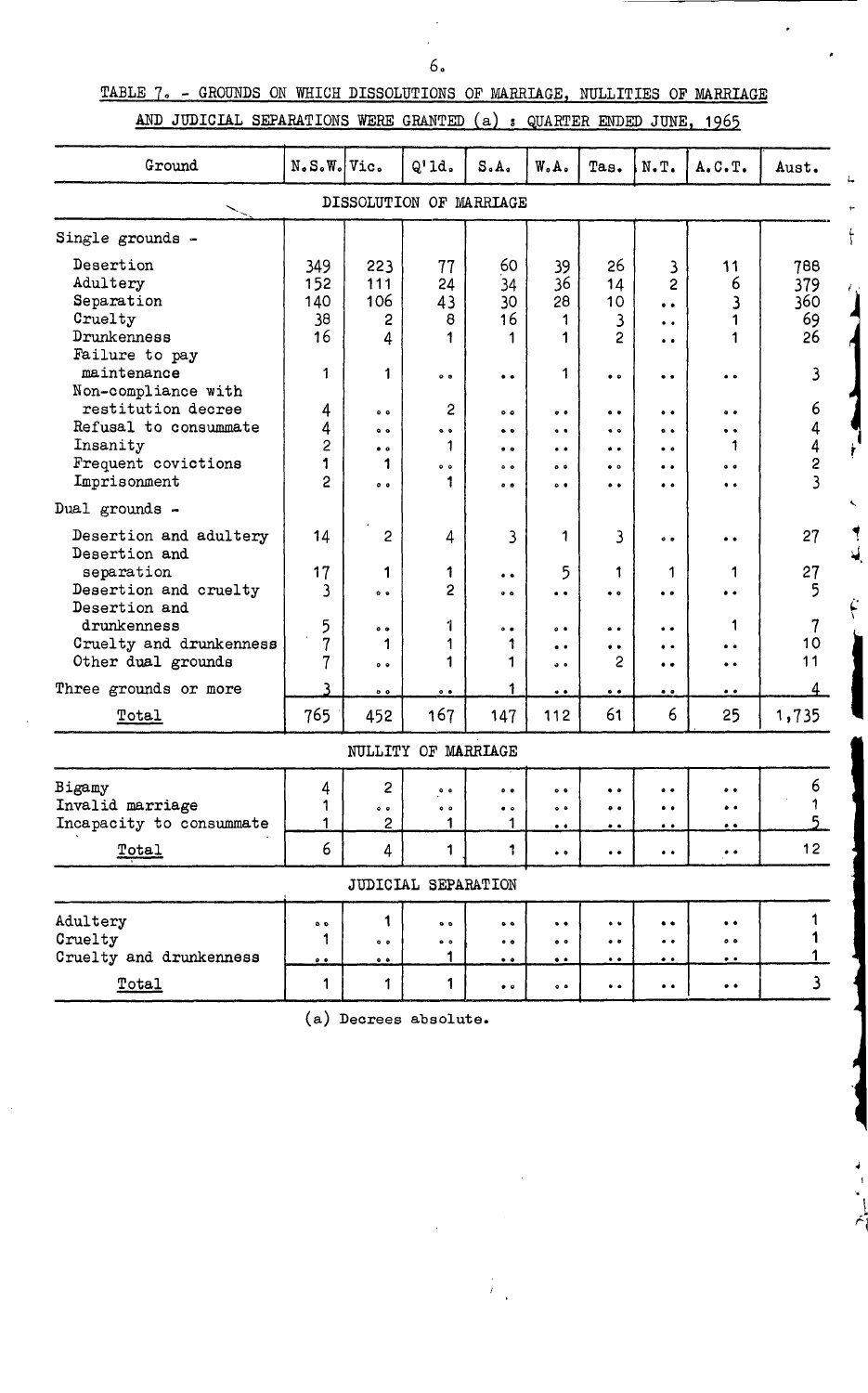TABLE 7. - GROUNDS ON WHICH DISSOLUTIONS OF MARRIAGE, NULLITIES OF MARRIAGE AND JUDICIAL SEPARATIONS WERE GRANTED (a) : QUARTER ENDED JUNE, 1965

| Ground | N.S.W. | Vic. | Q'ld. | S.A. | W.A. | Tas. | N.T. | A.C.T. | Aust. |
|---|---|---|---|---|---|---|---|---|---|
| **DISSOLUTION OF MARRIAGE** | | | | | | | | | |
| Single grounds - | | | | | | | | | |
| Desertion | 349 | 223 | 77 | 60 | 39 | 26 | 3 | 11 | 788 |
| Adultery | 152 | 111 | 24 | 34 | 36 | 14 | 2 | 6 | 379 |
| Separation | 140 | 106 | 43 | 30 | 28 | 10 | .. | 3 | 360 |
| Cruelty | 38 | 2 | 8 | 16 | 1 | 3 | .. | 1 | 69 |
| Drunkenness | 16 | 4 | 1 | 1 | 1 | 2 | .. | 1 | 26 |
| Failure to pay maintenance | 1 | 1 | .. | .. | 1 | .. | .. | .. | 3 |
| Non-compliance with restitution decree | 4 | .. | 2 | .. | .. | .. | .. | .. | 6 |
| Refusal to consummate | 4 | .. | .. | .. | .. | .. | .. | .. | 4 |
| Insanity | 2 | .. | 1 | .. | .. | .. | .. | 1 | 4 |
| Frequent convictions | 1 | 1 | .. | .. | .. | .. | .. | .. | 2 |
| Imprisonment | 2 | .. | 1 | .. | .. | .. | .. | .. | 3 |
| Dual grounds - | | | | | | | | | |
| Desertion and adultery | 14 | 2 | 4 | 3 | 1 | 3 | .. | .. | 27 |
| Desertion and separation | 17 | 1 | 1 | .. | 5 | 1 | 1 | 1 | 27 |
| Desertion and cruelty | 3 | .. | 2 | .. | .. | .. | .. | .. | 5 |
| Desertion and drunkenness | 5 | .. | 1 | .. | .. | .. | .. | 1 | 7 |
| Cruelty and drunkenness | 7 | 1 | 1 | 1 | .. | .. | .. | .. | 10 |
| Other dual grounds | 7 | .. | 1 | 1 | .. | 2 | .. | .. | 11 |
| Three grounds or more | 3 | .. | .. | 1 | .. | .. | .. | .. | 4 |
| Total | 765 | 452 | 167 | 147 | 112 | 61 | 6 | 25 | 1,735 |
| **NULLITY OF MARRIAGE** | | | | | | | | | |
| Bigamy | 4 | 2 | .. | .. | .. | .. | .. | .. | 6 |
| Invalid marriage | 1 | .. | .. | .. | .. | .. | .. | .. | 1 |
| Incapacity to consummate | 1 | 2 | 1 | 1 | .. | .. | .. | .. | 5 |
| Total | 6 | 4 | 1 | 1 | .. | .. | .. | .. | 12 |
| **JUDICIAL SEPARATION** | | | | | | | | | |
| Adultery | .. | 1 | .. | .. | .. | .. | .. | .. | 1 |
| Cruelty | 1 | .. | .. | .. | .. | .. | .. | .. | 1 |
| Cruelty and drunkenness | .. | .. | 1 | .. | .. | .. | .. | .. | 1 |
| Total | 1 | 1 | 1 | .. | .. | .. | .. | .. | 3 |

(a) Decrees absolute.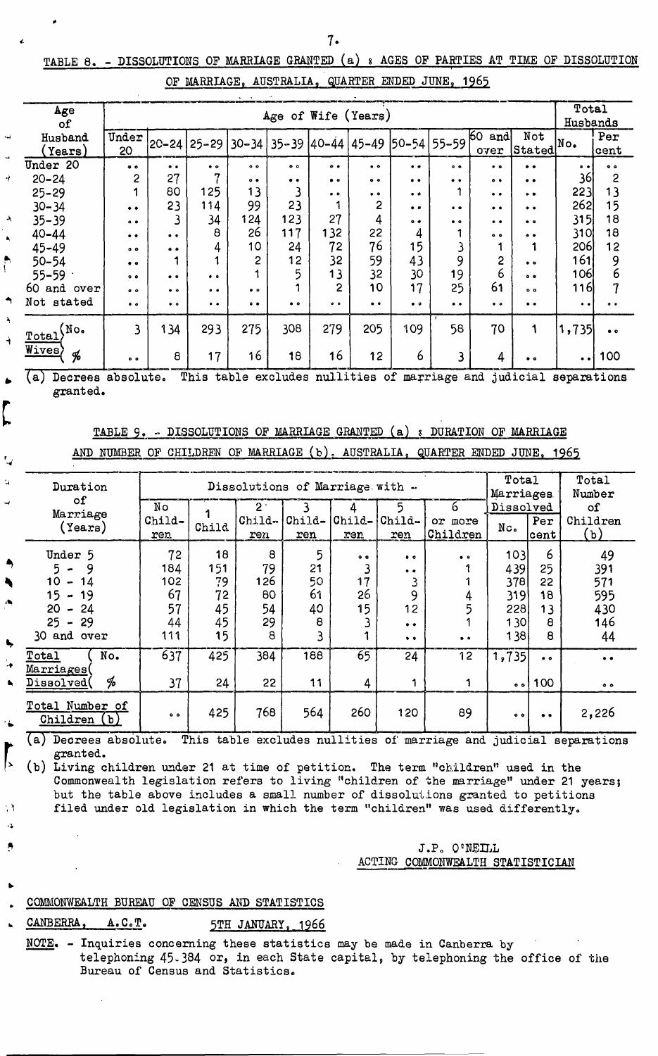## TABLE 8. - DISSOLUTIONS OF MARRIAGE GRANTED (a) : AGES OF PARTIES AT TIME OF DISSOLUTION OF MARRIAGE, AUSTRALIA, QUARTER ENDED JUNE, 1965

| Age of Husband (Years) | Age of Wife (Years) | | | | | | | | | | | Total Husbands | |
|---|---|---|---|---|---|---|---|---|---|---|---|---|---|
| | Under 20 | 20-24 | 25-29 | 30-34 | 35-39 | 40-44 | 45-49 | 50-54 | 55-59 | 60 and over | Not Stated | No. | Per cent |
| Under 20 | .. | .. | .. | .. | .. | .. | .. | .. | .. | .. | .. | .. | .. |
| 20-24 | 2 | 27 | 7 | .. | .. | .. | .. | .. | .. | .. | .. | 36 | 2 |
| 25-29 | 1 | 80 | 125 | 13 | 3 | .. | .. | .. | 1 | .. | .. | 223 | 13 |
| 30-34 | .. | 23 | 114 | 99 | 23 | 1 | 2 | .. | .. | .. | .. | 262 | 15 |
| 35-39 | .. | 3 | 34 | 124 | 123 | 27 | 4 | .. | .. | .. | .. | 315 | 18 |
| 40-44 | .. | .. | 8 | 26 | 117 | 132 | 22 | 4 | 1 | .. | .. | 310 | 18 |
| 45-49 | .. | .. | 4 | 10 | 24 | 72 | 76 | 15 | 3 | 1 | 1 | 206 | 12 |
| 50-54 | .. | 1 | 1 | 2 | 12 | 32 | 59 | 43 | 9 | 2 | .. | 161 | 9 |
| 55-59 | .. | .. | .. | 1 | 5 | 13 | 32 | 30 | 19 | 6 | .. | 106 | 6 |
| 60 and over | .. | .. | .. | .. | 1 | 2 | 10 | 17 | 25 | 61 | .. | 116 | 7 |
| Not stated | .. | .. | .. | .. | .. | .. | .. | .. | .. | .. | .. | .. | .. |
| Total Wives (No. | 3 | 134 | 293 | 275 | 308 | 279 | 205 | 109 | 58 | 70 | 1 | 1,735 | .. |
| Total Wives ( % | .. | 8 | 17 | 16 | 18 | 16 | 12 | 6 | 3 | 4 | .. | .. | 100 |

(a) Decrees absolute. This table excludes nullities of marriage and judicial separations granted.

## TABLE 9. - DISSOLUTIONS OF MARRIAGE GRANTED (a) : DURATION OF MARRIAGE AND NUMBER OF CHILDREN OF MARRIAGE (b), AUSTRALIA, QUARTER ENDED JUNE, 1965

| Duration of Marriage (Years) | Dissolutions of Marriage with - | | | | | | | Total Marriages Dissolved | | Total Number of Children (b) |
|---|---|---|---|---|---|---|---|---|---|---|
| | No Children | 1 Child | 2 Children | 3 Children | 4 Children | 5 Children | 6 or more Children | No. | Per cent | |
| Under 5 | 72 | 18 | 8 | 5 | .. | .. | .. | 103 | 6 | 49 |
| 5 - 9 | 184 | 151 | 79 | 21 | 3 | .. | 1 | 439 | 25 | 391 |
| 10 - 14 | 102 | 79 | 126 | 50 | 17 | 3 | 1 | 378 | 22 | 571 |
| 15 - 19 | 67 | 72 | 80 | 61 | 26 | 9 | 4 | 319 | 18 | 595 |
| 20 - 24 | 57 | 45 | 54 | 40 | 15 | 12 | 5 | 228 | 13 | 430 |
| 25 - 29 | 44 | 45 | 29 | 8 | 3 | .. | 1 | 130 | 8 | 146 |
| 30 and over | 111 | 15 | 8 | 3 | 1 | .. | .. | 138 | 8 | 44 |
| Total Marriages Dissolved ( No. | 637 | 425 | 384 | 188 | 65 | 24 | 12 | 1,735 | .. | .. |
| Total Marriages Dissolved ( % | 37 | 24 | 22 | 11 | 4 | 1 | 1 | .. | 100 | .. |
| Total Number of Children (b) | .. | 425 | 768 | 564 | 260 | 120 | 89 | .. | .. | 2,226 |

(a) Decrees absolute. This table excludes nullities of marriage and judicial separations granted.

(b) Living children under 21 at time of petition. The term "children" used in the Commonwealth legislation refers to living "children of the marriage" under 21 years; but the table above includes a small number of dissolutions granted to petitions filed under old legislation in which the term "children" was used differently.

J.P. O'NEILL
ACTING COMMONWEALTH STATISTICIAN

COMMONWEALTH BUREAU OF CENSUS AND STATISTICS

CANBERRA, A.C.T. 5TH JANUARY, 1966

NOTE. - Inquiries concerning these statistics may be made in Canberra by telephoning 45-384 or, in each State capital, by telephoning the office of the Bureau of Census and Statistics.